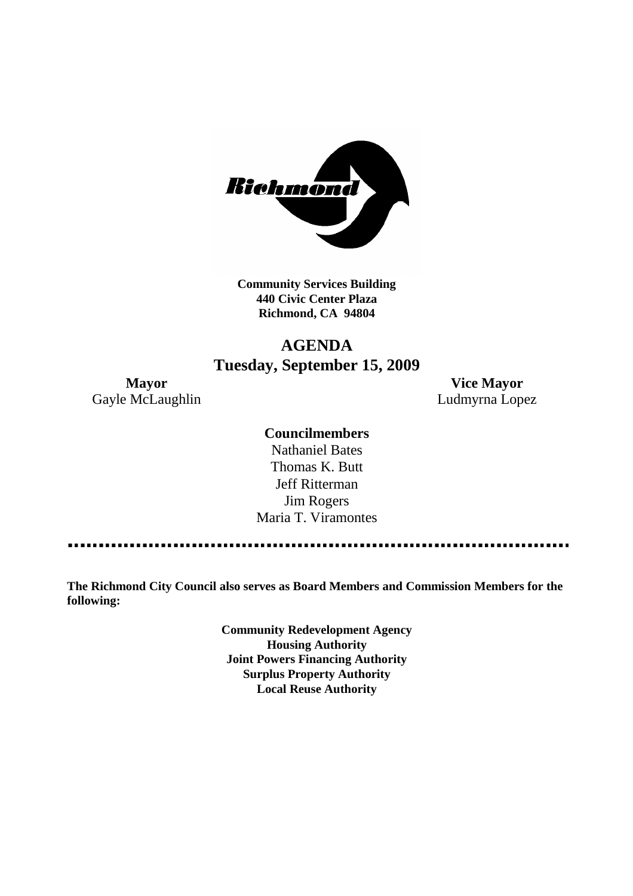**Community Services Building**
**440 Civic Center Plaza**
**Richmond, CA 94804**

# AGENDA
## Tuesday, September 15, 2009

**Mayor**
Gayle McLaughlin

**Vice Mayor**
Ludmyrna Lopez

**Councilmembers**
Nathaniel Bates
Thomas K. Butt
Jeff Ritterman
Jim Rogers
Maria T. Viramontes

---

**The Richmond City Council also serves as Board Members and Commission Members for the following:**

**Community Redevelopment Agency**
**Housing Authority**
**Joint Powers Financing Authority**
**Surplus Property Authority**
**Local Reuse Authority**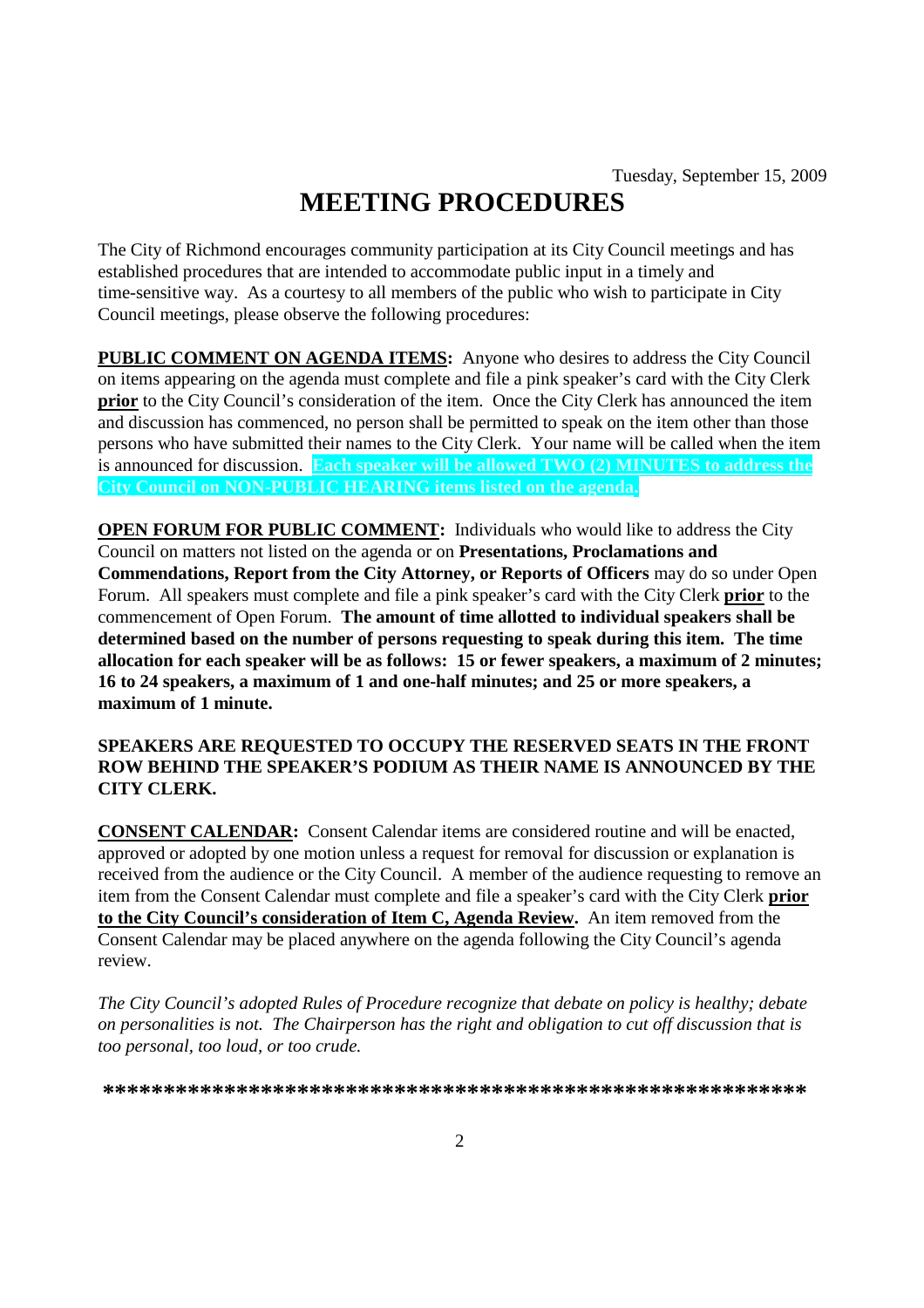Tuesday, September 15, 2009

# MEETING PROCEDURES

The City of Richmond encourages community participation at its City Council meetings and has established procedures that are intended to accommodate public input in a timely and time-sensitive way. As a courtesy to all members of the public who wish to participate in City Council meetings, please observe the following procedures:

**PUBLIC COMMENT ON AGENDA ITEMS:** Anyone who desires to address the City Council on items appearing on the agenda must complete and file a pink speaker's card with the City Clerk **prior** to the City Council's consideration of the item. Once the City Clerk has announced the item and discussion has commenced, no person shall be permitted to speak on the item other than those persons who have submitted their names to the City Clerk. Your name will be called when the item is announced for discussion. **Each speaker will be allowed TWO (2) MINUTES to address the City Council on NON-PUBLIC HEARING items listed on the agenda.**

**OPEN FORUM FOR PUBLIC COMMENT:** Individuals who would like to address the City Council on matters not listed on the agenda or on **Presentations, Proclamations and Commendations, Report from the City Attorney, or Reports of Officers** may do so under Open Forum. All speakers must complete and file a pink speaker's card with the City Clerk **prior** to the commencement of Open Forum. **The amount of time allotted to individual speakers shall be determined based on the number of persons requesting to speak during this item. The time allocation for each speaker will be as follows: 15 or fewer speakers, a maximum of 2 minutes; 16 to 24 speakers, a maximum of 1 and one-half minutes; and 25 or more speakers, a maximum of 1 minute.**

**SPEAKERS ARE REQUESTED TO OCCUPY THE RESERVED SEATS IN THE FRONT ROW BEHIND THE SPEAKER'S PODIUM AS THEIR NAME IS ANNOUNCED BY THE CITY CLERK.**

**CONSENT CALENDAR:** Consent Calendar items are considered routine and will be enacted, approved or adopted by one motion unless a request for removal for discussion or explanation is received from the audience or the City Council. A member of the audience requesting to remove an item from the Consent Calendar must complete and file a speaker's card with the City Clerk **prior to the City Council's consideration of Item C, Agenda Review.** An item removed from the Consent Calendar may be placed anywhere on the agenda following the City Council's agenda review.

*The City Council's adopted Rules of Procedure recognize that debate on policy is healthy; debate on personalities is not. The Chairperson has the right and obligation to cut off discussion that is too personal, too loud, or too crude.*

***********************************************************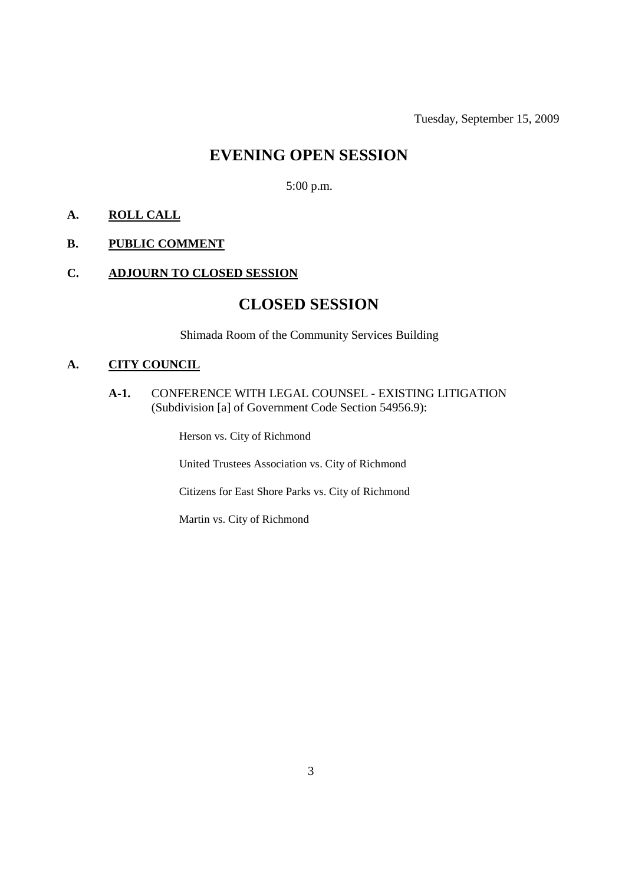Tuesday, September 15, 2009

# EVENING OPEN SESSION

5:00 p.m.

**A. ROLL CALL**

**B. PUBLIC COMMENT**

**C. ADJOURN TO CLOSED SESSION**

# CLOSED SESSION

Shimada Room of the Community Services Building

**A. CITY COUNCIL**

**A-1.** CONFERENCE WITH LEGAL COUNSEL - EXISTING LITIGATION (Subdivision [a] of Government Code Section 54956.9):

Herson vs. City of Richmond

United Trustees Association vs. City of Richmond

Citizens for East Shore Parks vs. City of Richmond

Martin vs. City of Richmond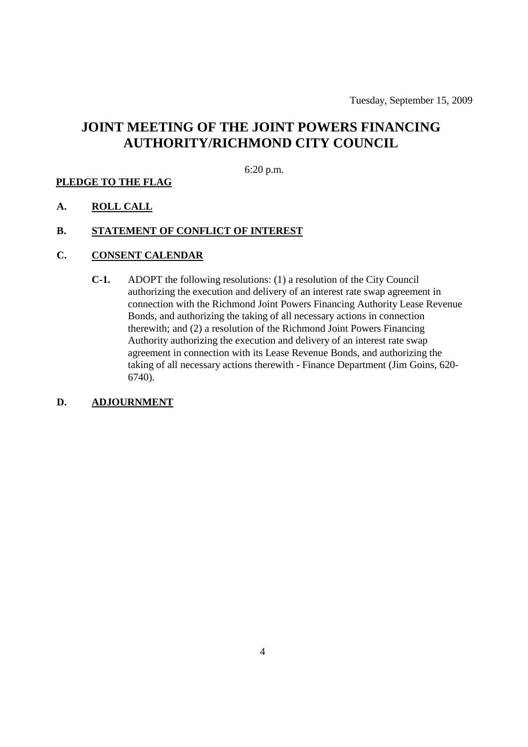Tuesday, September 15, 2009

# JOINT MEETING OF THE JOINT POWERS FINANCING AUTHORITY/RICHMOND CITY COUNCIL

6:20 p.m.

**PLEDGE TO THE FLAG**

**A. ROLL CALL**

**B. STATEMENT OF CONFLICT OF INTEREST**

**C. CONSENT CALENDAR**

**C-1.** ADOPT the following resolutions: (1) a resolution of the City Council authorizing the execution and delivery of an interest rate swap agreement in connection with the Richmond Joint Powers Financing Authority Lease Revenue Bonds, and authorizing the taking of all necessary actions in connection therewith; and (2) a resolution of the Richmond Joint Powers Financing Authority authorizing the execution and delivery of an interest rate swap agreement in connection with its Lease Revenue Bonds, and authorizing the taking of all necessary actions therewith - Finance Department (Jim Goins, 620-6740).

**D. ADJOURNMENT**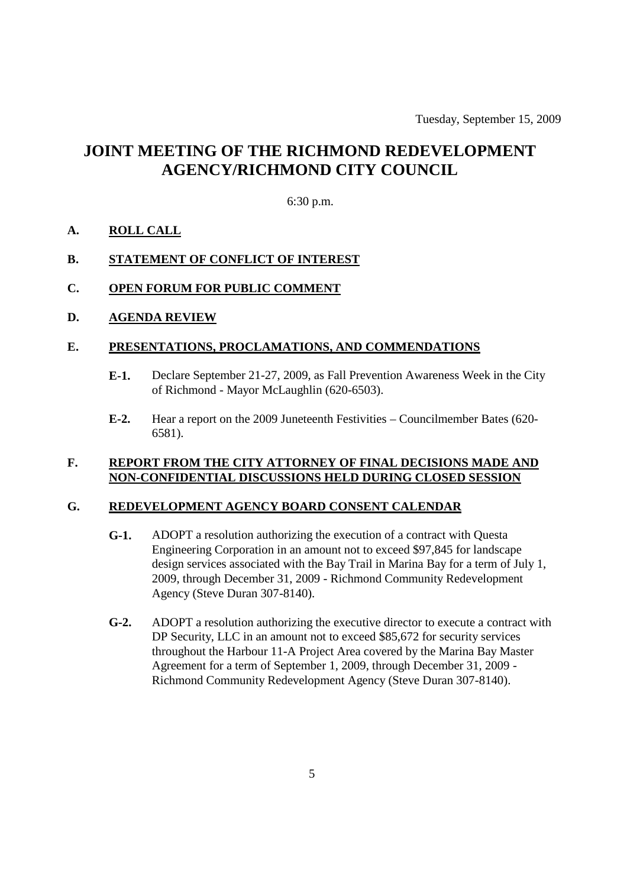Tuesday, September 15, 2009

# JOINT MEETING OF THE RICHMOND REDEVELOPMENT AGENCY/RICHMOND CITY COUNCIL

6:30 p.m.

**A. ROLL CALL**

**B. STATEMENT OF CONFLICT OF INTEREST**

**C. OPEN FORUM FOR PUBLIC COMMENT**

**D. AGENDA REVIEW**

**E. PRESENTATIONS, PROCLAMATIONS, AND COMMENDATIONS**

**E-1.** Declare September 21-27, 2009, as Fall Prevention Awareness Week in the City of Richmond - Mayor McLaughlin (620-6503).

**E-2.** Hear a report on the 2009 Juneteenth Festivities – Councilmember Bates (620-6581).

**F. REPORT FROM THE CITY ATTORNEY OF FINAL DECISIONS MADE AND NON-CONFIDENTIAL DISCUSSIONS HELD DURING CLOSED SESSION**

**G. REDEVELOPMENT AGENCY BOARD CONSENT CALENDAR**

**G-1.** ADOPT a resolution authorizing the execution of a contract with Questa Engineering Corporation in an amount not to exceed $97,845 for landscape design services associated with the Bay Trail in Marina Bay for a term of July 1, 2009, through December 31, 2009 - Richmond Community Redevelopment Agency (Steve Duran 307-8140).

**G-2.** ADOPT a resolution authorizing the executive director to execute a contract with DP Security, LLC in an amount not to exceed $85,672 for security services throughout the Harbour 11-A Project Area covered by the Marina Bay Master Agreement for a term of September 1, 2009, through December 31, 2009 - Richmond Community Redevelopment Agency (Steve Duran 307-8140).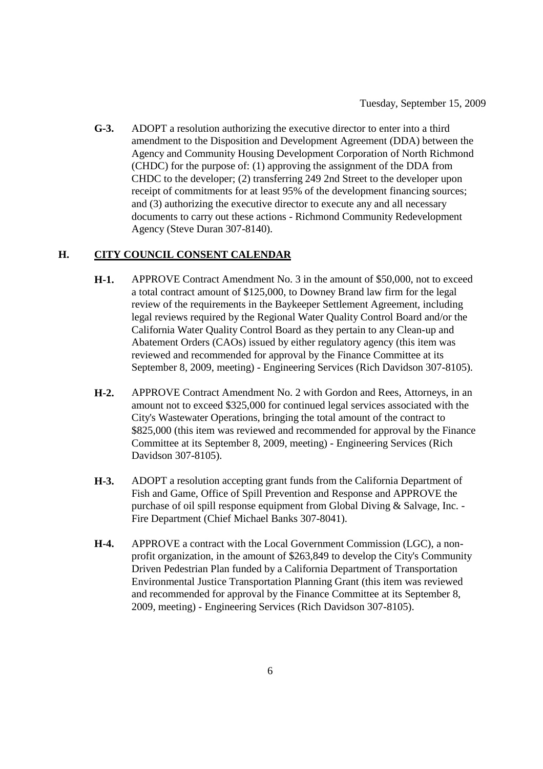**G-3.** ADOPT a resolution authorizing the executive director to enter into a third amendment to the Disposition and Development Agreement (DDA) between the Agency and Community Housing Development Corporation of North Richmond (CHDC) for the purpose of: (1) approving the assignment of the DDA from CHDC to the developer; (2) transferring 249 2nd Street to the developer upon receipt of commitments for at least 95% of the development financing sources; and (3) authorizing the executive director to execute any and all necessary documents to carry out these actions - Richmond Community Redevelopment Agency (Steve Duran 307-8140).

## H. CITY COUNCIL CONSENT CALENDAR

**H-1.** APPROVE Contract Amendment No. 3 in the amount of $50,000, not to exceed a total contract amount of $125,000, to Downey Brand law firm for the legal review of the requirements in the Baykeeper Settlement Agreement, including legal reviews required by the Regional Water Quality Control Board and/or the California Water Quality Control Board as they pertain to any Clean-up and Abatement Orders (CAOs) issued by either regulatory agency (this item was reviewed and recommended for approval by the Finance Committee at its September 8, 2009, meeting) - Engineering Services (Rich Davidson 307-8105).

**H-2.** APPROVE Contract Amendment No. 2 with Gordon and Rees, Attorneys, in an amount not to exceed $325,000 for continued legal services associated with the City's Wastewater Operations, bringing the total amount of the contract to $825,000 (this item was reviewed and recommended for approval by the Finance Committee at its September 8, 2009, meeting) - Engineering Services (Rich Davidson 307-8105).

**H-3.** ADOPT a resolution accepting grant funds from the California Department of Fish and Game, Office of Spill Prevention and Response and APPROVE the purchase of oil spill response equipment from Global Diving & Salvage, Inc. - Fire Department (Chief Michael Banks 307-8041).

**H-4.** APPROVE a contract with the Local Government Commission (LGC), a non-profit organization, in the amount of $263,849 to develop the City's Community Driven Pedestrian Plan funded by a California Department of Transportation Environmental Justice Transportation Planning Grant (this item was reviewed and recommended for approval by the Finance Committee at its September 8, 2009, meeting) - Engineering Services (Rich Davidson 307-8105).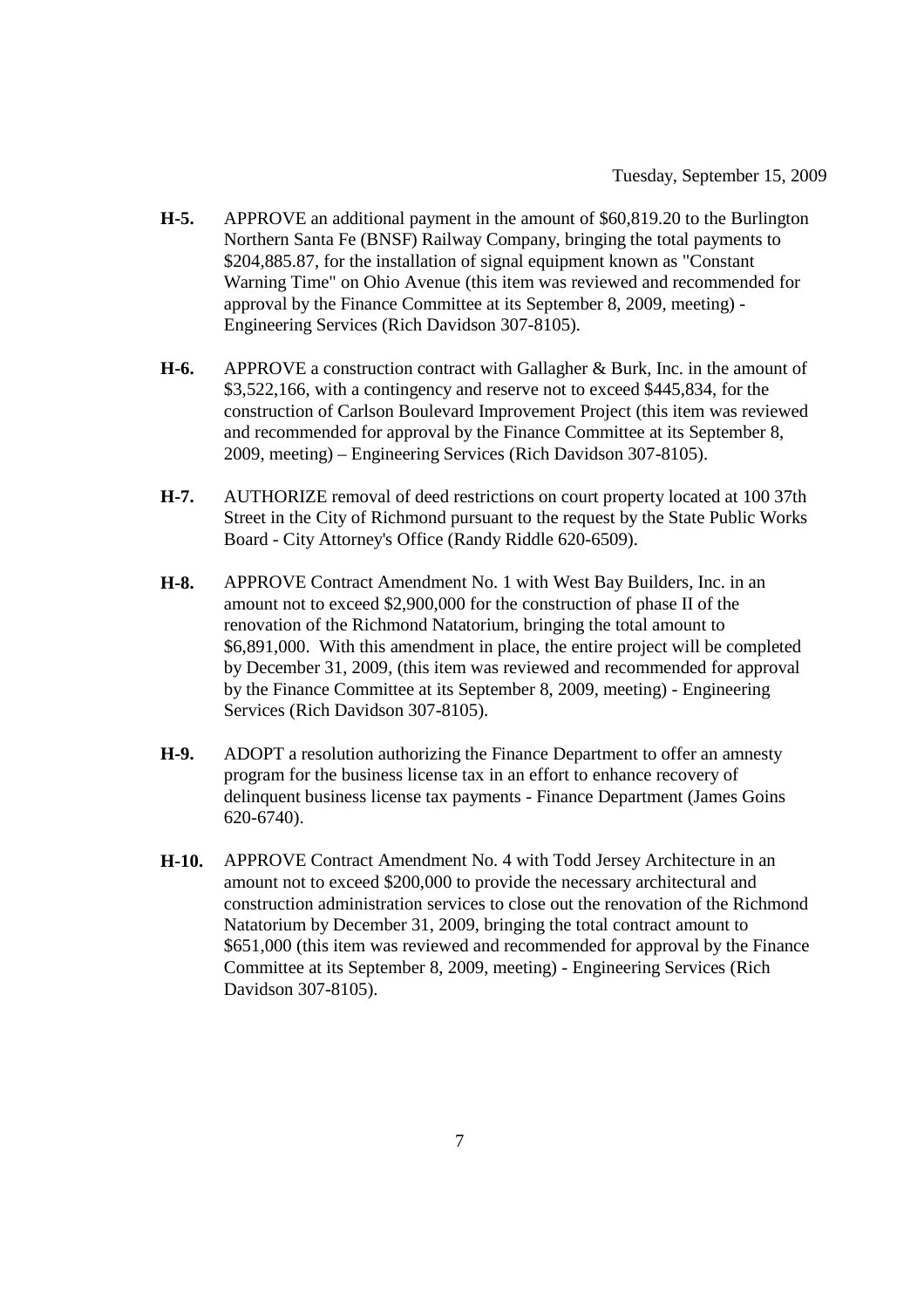Tuesday, September 15, 2009

**H-5.** APPROVE an additional payment in the amount of $60,819.20 to the Burlington Northern Santa Fe (BNSF) Railway Company, bringing the total payments to $204,885.87, for the installation of signal equipment known as "Constant Warning Time" on Ohio Avenue (this item was reviewed and recommended for approval by the Finance Committee at its September 8, 2009, meeting) - Engineering Services (Rich Davidson 307-8105).

**H-6.** APPROVE a construction contract with Gallagher & Burk, Inc. in the amount of $3,522,166, with a contingency and reserve not to exceed $445,834, for the construction of Carlson Boulevard Improvement Project (this item was reviewed and recommended for approval by the Finance Committee at its September 8, 2009, meeting) – Engineering Services (Rich Davidson 307-8105).

**H-7.** AUTHORIZE removal of deed restrictions on court property located at 100 37th Street in the City of Richmond pursuant to the request by the State Public Works Board - City Attorney's Office (Randy Riddle 620-6509).

**H-8.** APPROVE Contract Amendment No. 1 with West Bay Builders, Inc. in an amount not to exceed $2,900,000 for the construction of phase II of the renovation of the Richmond Natatorium, bringing the total amount to $6,891,000. With this amendment in place, the entire project will be completed by December 31, 2009, (this item was reviewed and recommended for approval by the Finance Committee at its September 8, 2009, meeting) - Engineering Services (Rich Davidson 307-8105).

**H-9.** ADOPT a resolution authorizing the Finance Department to offer an amnesty program for the business license tax in an effort to enhance recovery of delinquent business license tax payments - Finance Department (James Goins 620-6740).

**H-10.** APPROVE Contract Amendment No. 4 with Todd Jersey Architecture in an amount not to exceed $200,000 to provide the necessary architectural and construction administration services to close out the renovation of the Richmond Natatorium by December 31, 2009, bringing the total contract amount to $651,000 (this item was reviewed and recommended for approval by the Finance Committee at its September 8, 2009, meeting) - Engineering Services (Rich Davidson 307-8105).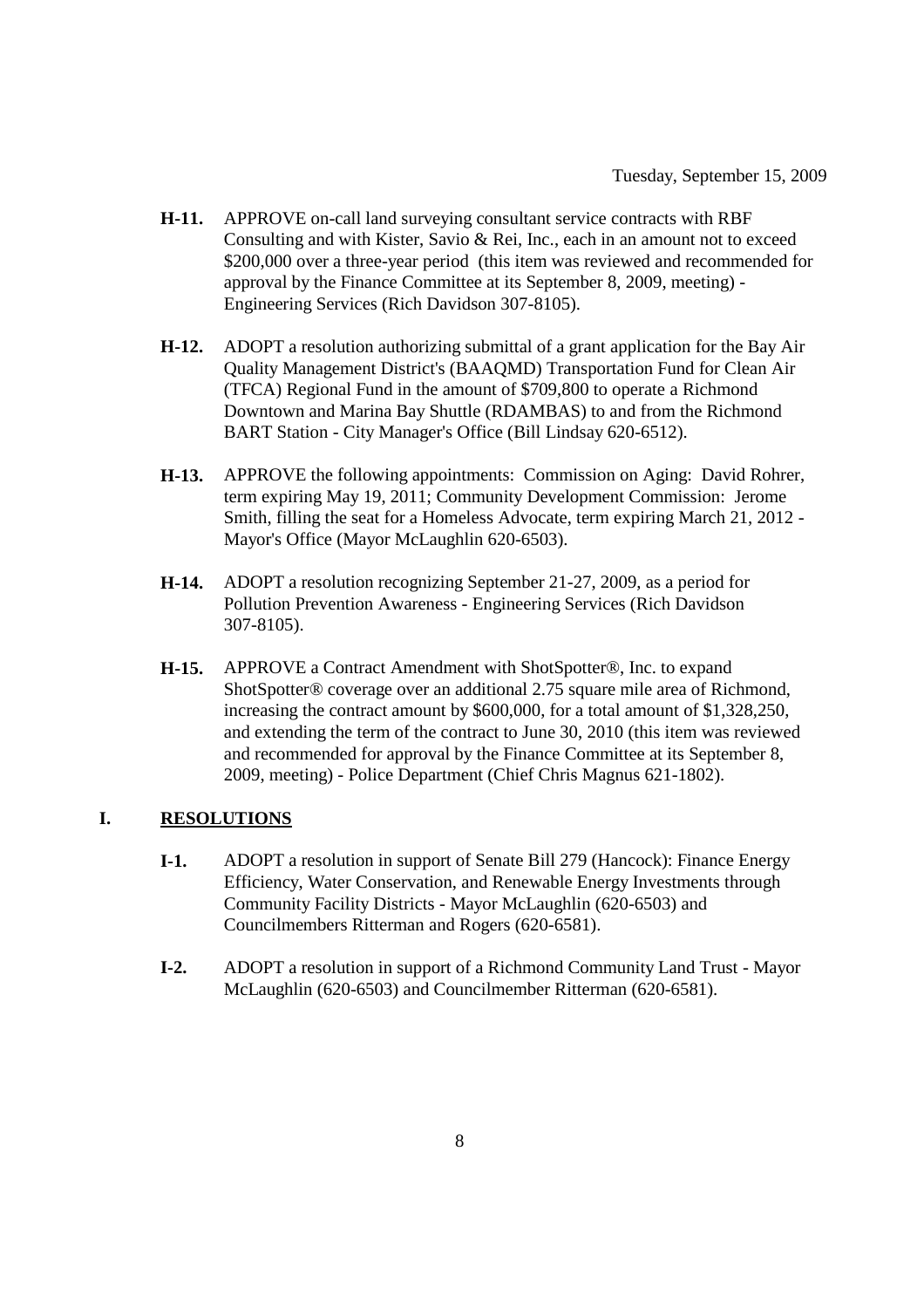Tuesday, September 15, 2009

**H-11.** APPROVE on-call land surveying consultant service contracts with RBF Consulting and with Kister, Savio & Rei, Inc., each in an amount not to exceed $200,000 over a three-year period (this item was reviewed and recommended for approval by the Finance Committee at its September 8, 2009, meeting) - Engineering Services (Rich Davidson 307-8105).

**H-12.** ADOPT a resolution authorizing submittal of a grant application for the Bay Air Quality Management District's (BAAQMD) Transportation Fund for Clean Air (TFCA) Regional Fund in the amount of $709,800 to operate a Richmond Downtown and Marina Bay Shuttle (RDAMBAS) to and from the Richmond BART Station - City Manager's Office (Bill Lindsay 620-6512).

**H-13.** APPROVE the following appointments: Commission on Aging: David Rohrer, term expiring May 19, 2011; Community Development Commission: Jerome Smith, filling the seat for a Homeless Advocate, term expiring March 21, 2012 - Mayor's Office (Mayor McLaughlin 620-6503).

**H-14.** ADOPT a resolution recognizing September 21-27, 2009, as a period for Pollution Prevention Awareness - Engineering Services (Rich Davidson 307-8105).

**H-15.** APPROVE a Contract Amendment with ShotSpotter®, Inc. to expand ShotSpotter® coverage over an additional 2.75 square mile area of Richmond, increasing the contract amount by $600,000, for a total amount of $1,328,250, and extending the term of the contract to June 30, 2010 (this item was reviewed and recommended for approval by the Finance Committee at its September 8, 2009, meeting) - Police Department (Chief Chris Magnus 621-1802).

## I. RESOLUTIONS

**I-1.** ADOPT a resolution in support of Senate Bill 279 (Hancock): Finance Energy Efficiency, Water Conservation, and Renewable Energy Investments through Community Facility Districts - Mayor McLaughlin (620-6503) and Councilmembers Ritterman and Rogers (620-6581).

**I-2.** ADOPT a resolution in support of a Richmond Community Land Trust - Mayor McLaughlin (620-6503) and Councilmember Ritterman (620-6581).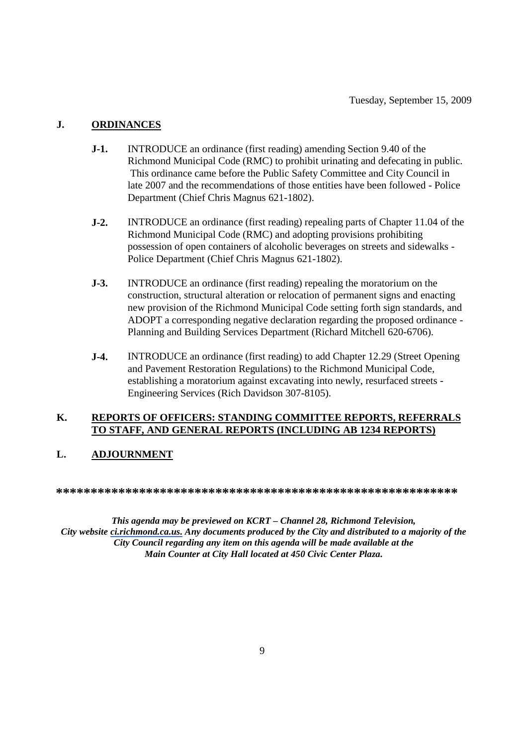## J. ORDINANCES

**J-1.** INTRODUCE an ordinance (first reading) amending Section 9.40 of the Richmond Municipal Code (RMC) to prohibit urinating and defecating in public. This ordinance came before the Public Safety Committee and City Council in late 2007 and the recommendations of those entities have been followed - Police Department (Chief Chris Magnus 621-1802).

**J-2.** INTRODUCE an ordinance (first reading) repealing parts of Chapter 11.04 of the Richmond Municipal Code (RMC) and adopting provisions prohibiting possession of open containers of alcoholic beverages on streets and sidewalks - Police Department (Chief Chris Magnus 621-1802).

**J-3.** INTRODUCE an ordinance (first reading) repealing the moratorium on the construction, structural alteration or relocation of permanent signs and enacting new provision of the Richmond Municipal Code setting forth sign standards, and ADOPT a corresponding negative declaration regarding the proposed ordinance - Planning and Building Services Department (Richard Mitchell 620-6706).

**J-4.** INTRODUCE an ordinance (first reading) to add Chapter 12.29 (Street Opening and Pavement Restoration Regulations) to the Richmond Municipal Code, establishing a moratorium against excavating into newly, resurfaced streets - Engineering Services (Rich Davidson 307-8105).

## K. REPORTS OF OFFICERS: STANDING COMMITTEE REPORTS, REFERRALS TO STAFF, AND GENERAL REPORTS (INCLUDING AB 1234 REPORTS)

## L. ADJOURNMENT

**************************************************************

***This agenda may be previewed on KCRT – Channel 28, Richmond Television, City website ci.richmond.ca.us. Any documents produced by the City and distributed to a majority of the City Council regarding any item on this agenda will be made available at the Main Counter at City Hall located at 450 Civic Center Plaza.***